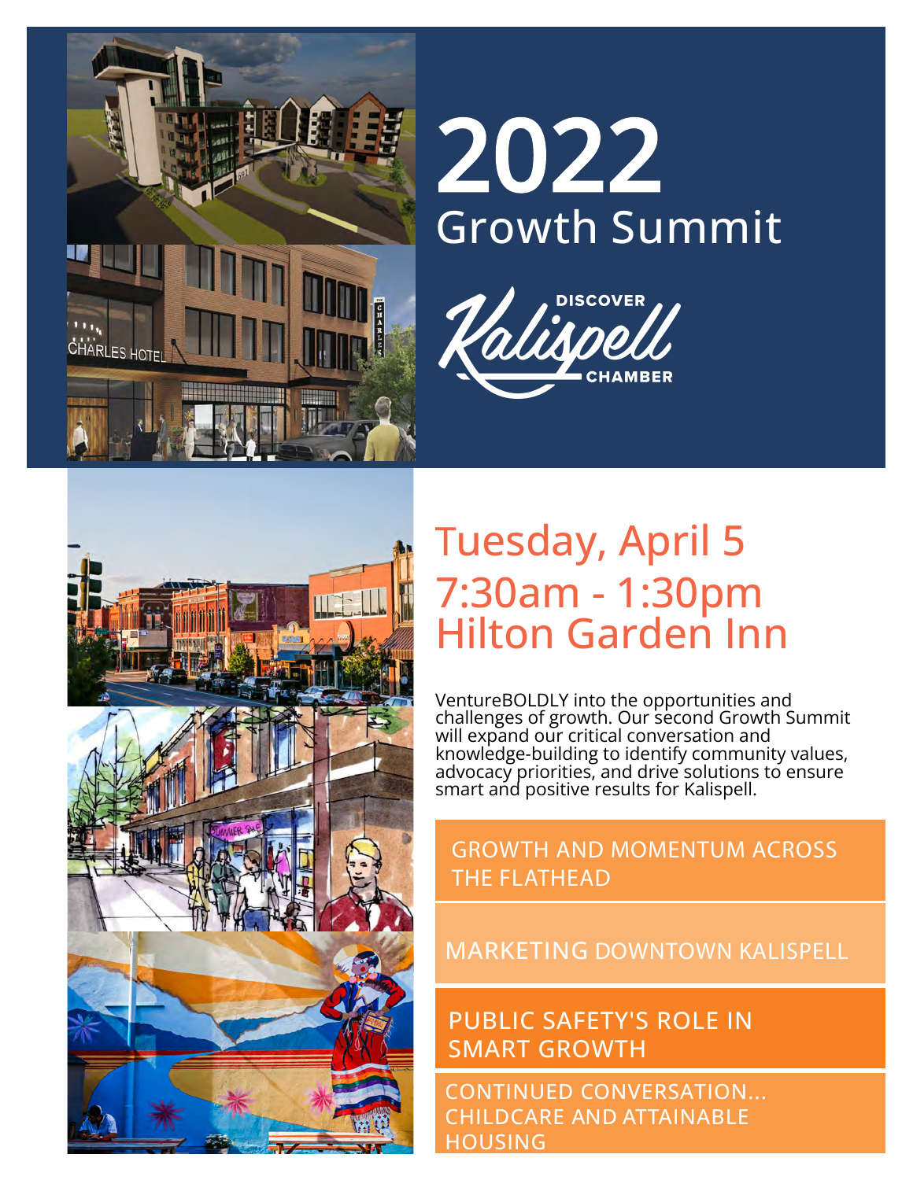# 2022
## Growth Summit

DISCOVER Kalispell CHAMBER

## Tuesday, April 5
## 7:30am - 1:30pm
## Hilton Garden Inn

VentureBOLDLY into the opportunities and challenges of growth. Our second Growth Summit will expand our critical conversation and knowledge-building to identify community values, advocacy priorities, and drive solutions to ensure smart and positive results for Kalispell.

- GROWTH AND MOMENTUM ACROSS THE FLATHEAD
- MARKETING DOWNTOWN KALISPELL
- PUBLIC SAFETY'S ROLE IN SMART GROWTH
- CONTINUED CONVERSATION... CHILDCARE AND ATTAINABLE HOUSING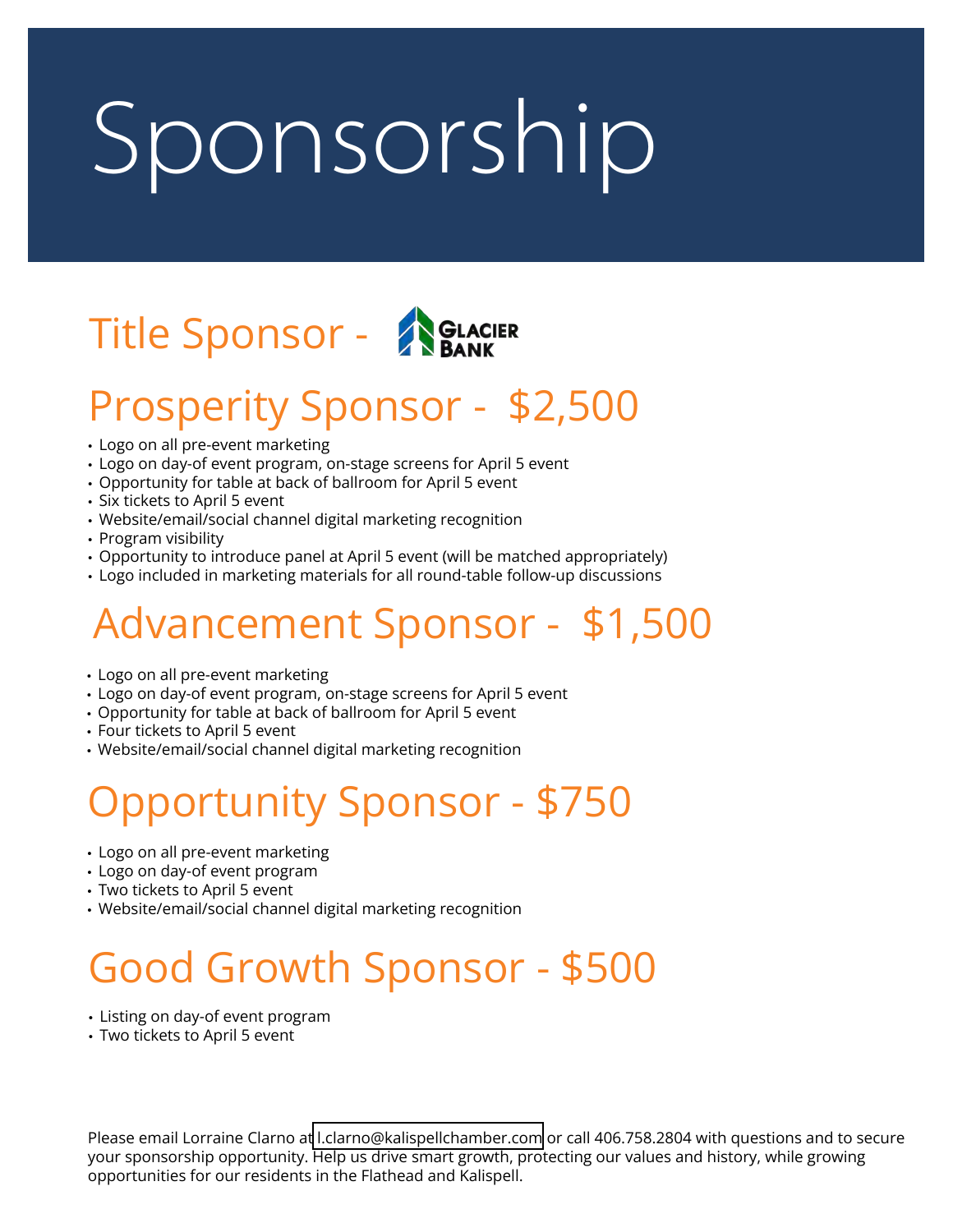# Sponsorship

## Title Sponsor - Glacier Bank

## Prosperity Sponsor - $2,500

- Logo on all pre-event marketing
- Logo on day-of event program, on-stage screens for April 5 event
- Opportunity for table at back of ballroom for April 5 event
- Six tickets to April 5 event
- Website/email/social channel digital marketing recognition
- Program visibility
- Opportunity to introduce panel at April 5 event (will be matched appropriately)
- Logo included in marketing materials for all round-table follow-up discussions

## Advancement Sponsor - $1,500

- Logo on all pre-event marketing
- Logo on day-of event program, on-stage screens for April 5 event
- Opportunity for table at back of ballroom for April 5 event
- Four tickets to April 5 event
- Website/email/social channel digital marketing recognition

## Opportunity Sponsor - $750

- Logo on all pre-event marketing
- Logo on day-of event program
- Two tickets to April 5 event
- Website/email/social channel digital marketing recognition

## Good Growth Sponsor - $500

- Listing on day-of event program
- Two tickets to April 5 event

Please email Lorraine Clarno at l.clarno@kalispellchamber.com or call 406.758.2804 with questions and to secure your sponsorship opportunity. Help us drive smart growth, protecting our values and history, while growing opportunities for our residents in the Flathead and Kalispell.